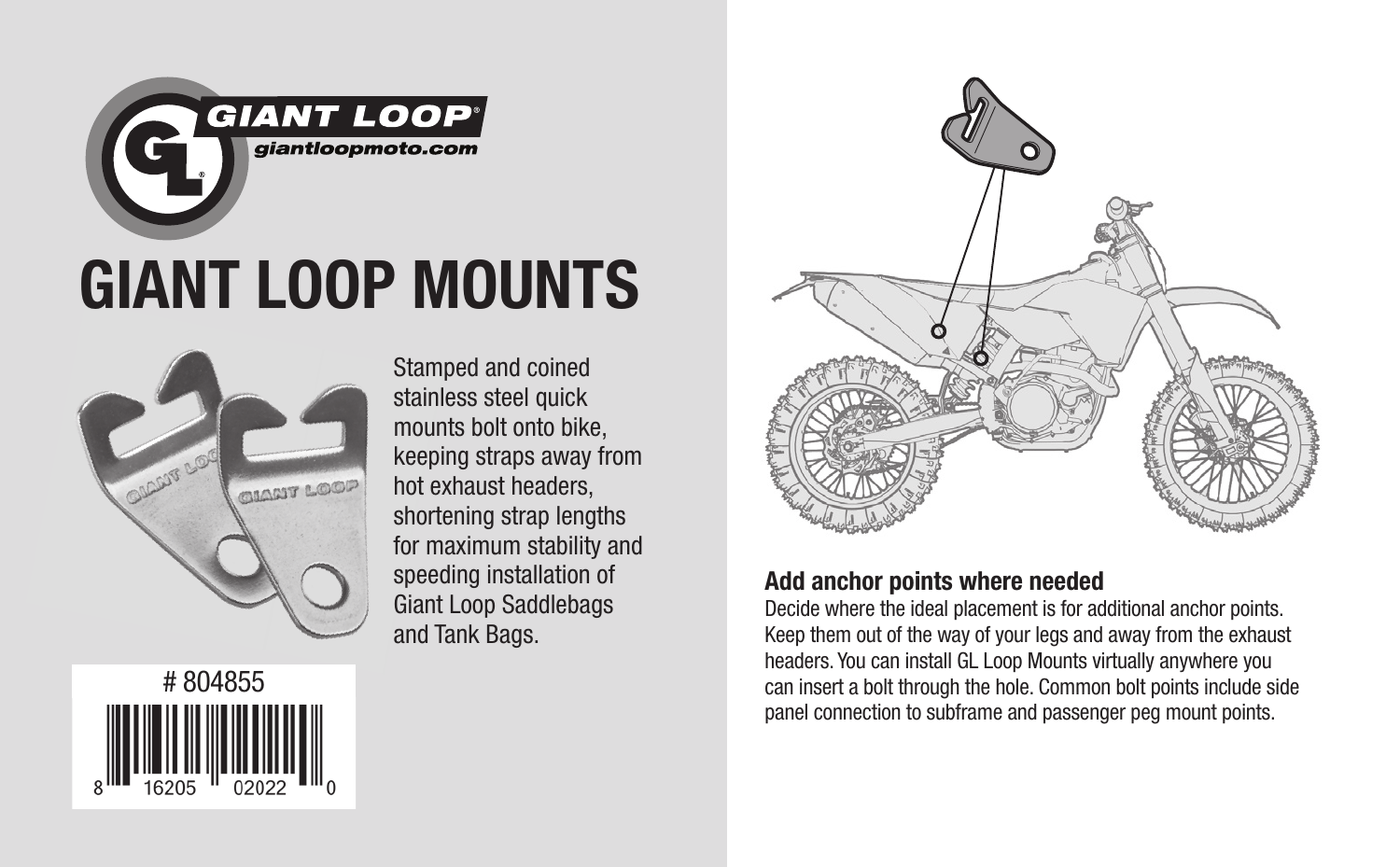GIANT LOOP®
giantloopmoto.com

# GIANT LOOP MOUNTS

Stamped and coined stainless steel quick mounts bolt onto bike, keeping straps away from hot exhaust headers, shortening strap lengths for maximum stability and speeding installation of Giant Loop Saddlebags and Tank Bags.

# 804855

8 16205 02022 0

### Add anchor points where needed

Decide where the ideal placement is for additional anchor points. Keep them out of the way of your legs and away from the exhaust headers. You can install GL Loop Mounts virtually anywhere you can insert a bolt through the hole. Common bolt points include side panel connection to subframe and passenger peg mount points.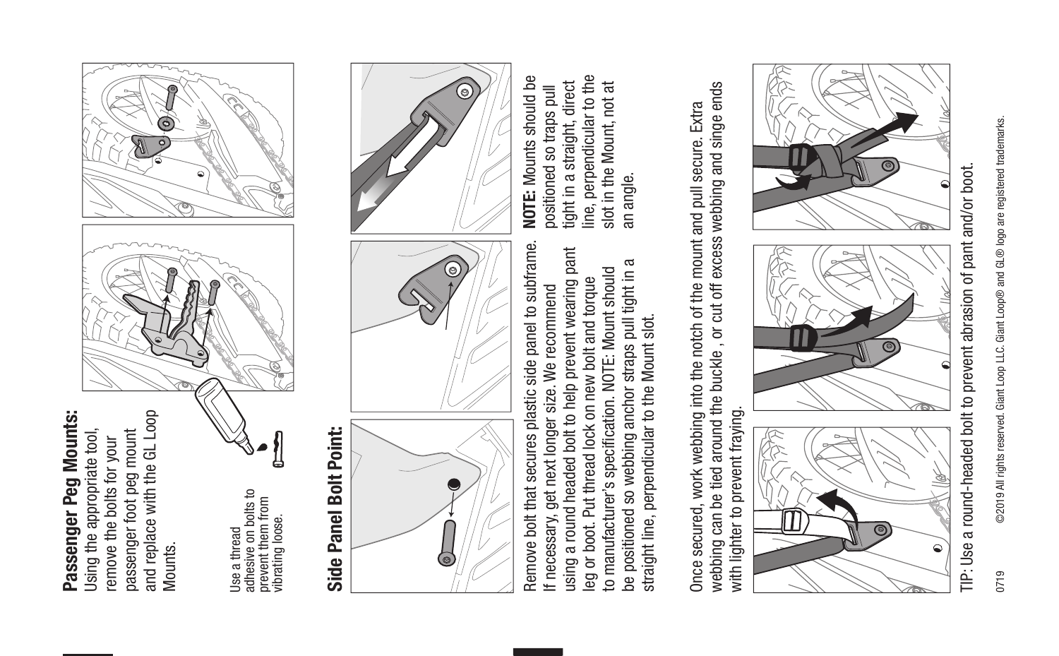## Passenger Peg Mounts:

Using the appropriate tool, remove the bolts for your passenger foot peg mount and replace with the GL Loop Mounts.

Use a thread adhesive on bolts to prevent them from vibrating loose.

## Side Panel Bolt Point:

Remove bolt that secures plastic side panel to subframe. If necessary, get next longer size. We recommend using a round headed bolt to help prevent wearing pant leg or boot. Put thread lock on new bolt and torque to manufacturer's specification. NOTE: Mount should be positioned so webbing anchor straps pull tight in a straight line, perpendicular to the Mount slot.

**NOTE:** Mounts should be positioned so traps pull tight in a straight, direct line, perpendicular to the slot in the Mount, not at an angle.

Once secured, work webbing into the notch of the mount and pull secure. Extra webbing can be tied around the buckle , or cut off excess webbing and singe ends with lighter to prevent fraying.

TIP: Use a round-headed bolt to prevent abrasion of pant and/or boot.

0719 ©2019 All rights reserved. Giant Loop LLC. Giant Loop® and GL® logo are registered trademarks.